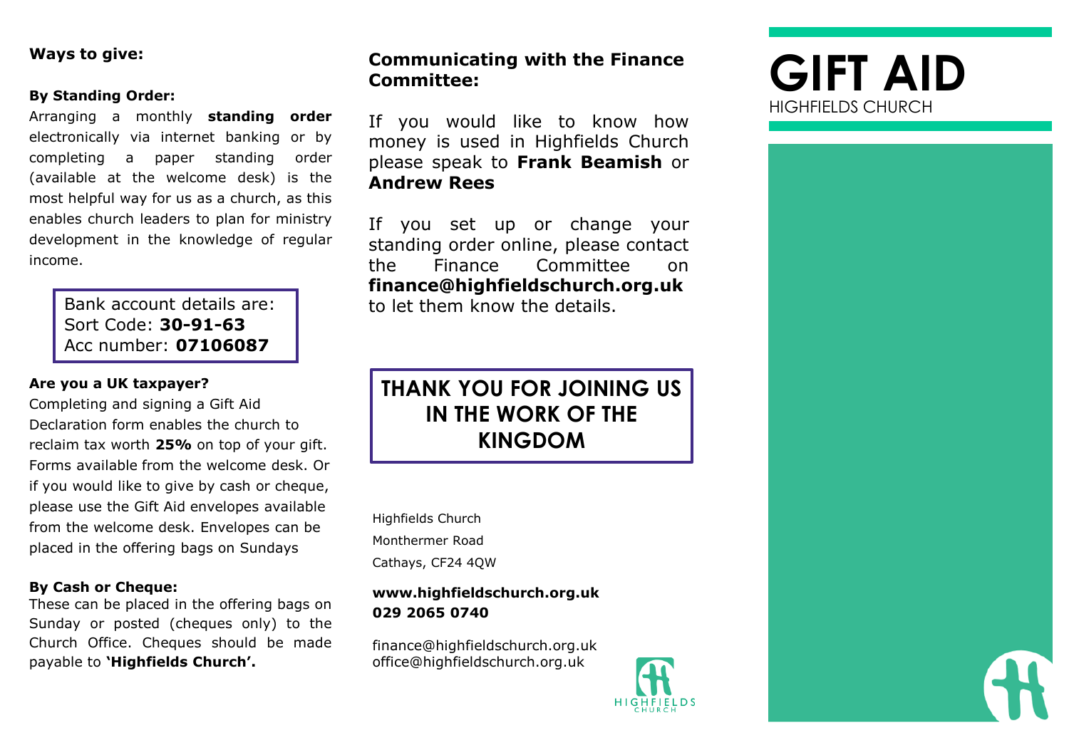**Ways to give:**

**By Standing Order:**

Arranging a monthly **standing order** electronically via internet banking or by completing a paper standing order (available at the welcome desk) is the most helpful way for us as a church, as this enables church leaders to plan for ministry development in the knowledge of regular income.

> Bank account details are:
> Sort Code: **30-91-63**
> Acc number: **07106087**

**Are you a UK taxpayer?**

Completing and signing a Gift Aid Declaration form enables the church to reclaim tax worth **25%** on top of your gift. Forms available from the welcome desk. Or if you would like to give by cash or cheque, please use the Gift Aid envelopes available from the welcome desk. Envelopes can be placed in the offering bags on Sundays

**By Cash or Cheque:**

These can be placed in the offering bags on Sunday or posted (cheques only) to the Church Office. Cheques should be made payable to **'Highfields Church'.**

## Communicating with the Finance Committee:

If you would like to know how money is used in Highfields Church please speak to **Frank Beamish** or **Andrew Rees**

If you set up or change your standing order online, please contact the Finance Committee on **finance@highfieldschurch.org.uk** to let them know the details.

**THANK YOU FOR JOINING US IN THE WORK OF THE KINGDOM**

Highfields Church
Monthermer Road
Cathays, CF24 4QW

**www.highfieldschurch.org.uk**
**029 2065 0740**

finance@highfieldschurch.org.uk
office@highfieldschurch.org.uk

# GIFT AID

HIGHFIELDS CHURCH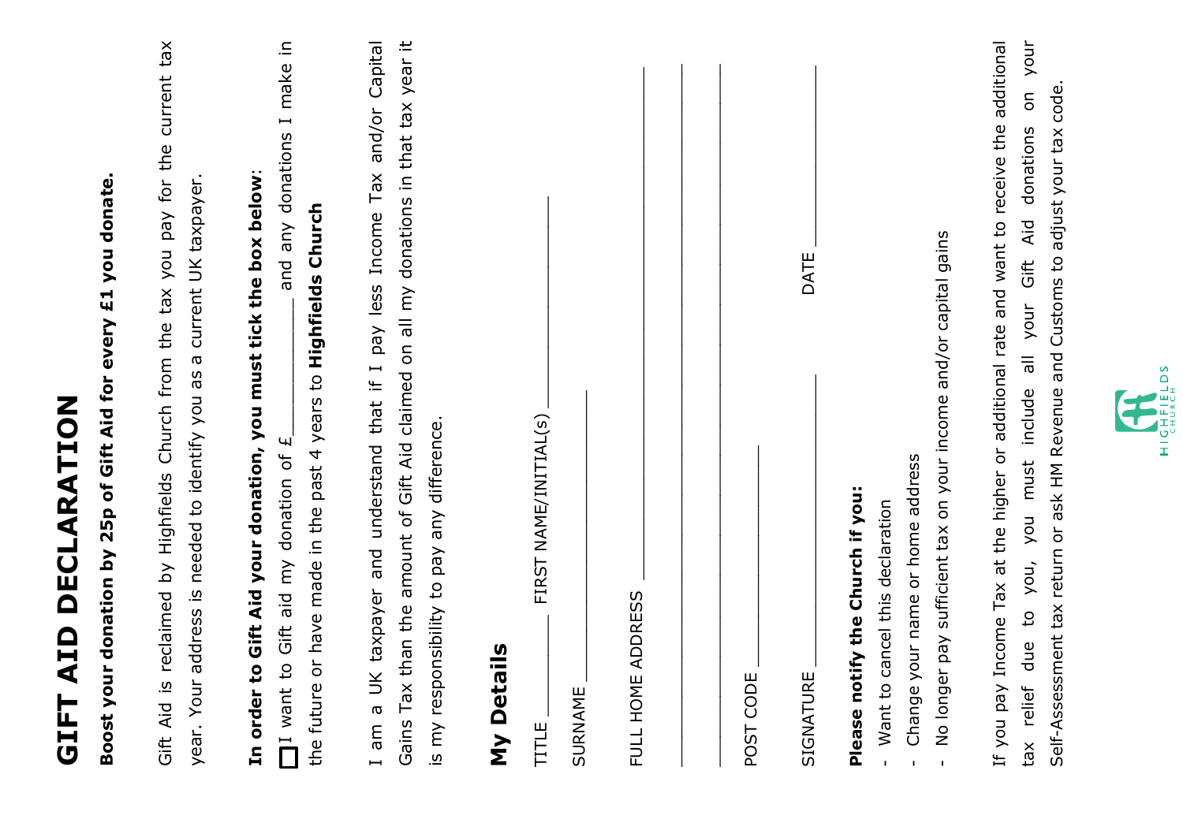# GIFT AID DECLARATION

**Boost your donation by 25p of Gift Aid for every £1 you donate.**

Gift Aid is reclaimed by Highfields Church from the tax you pay for the current tax year. Your address is needed to identify you as a current UK taxpayer.

**In order to Gift Aid your donation, you must tick the box below:**

☐ I want to Gift aid my donation of £\_\_\_\_\_\_\_\_\_\_\_\_ and any donations I make in the future or have made in the past 4 years to **Highfields Church**

I am a UK taxpayer and understand that if I pay less Income Tax and/or Capital Gains Tax than the amount of Gift Aid claimed on all my donations in that tax year it is my responsibility to pay any difference.

## My Details

TITLE \_\_\_\_\_\_\_\_ FIRST NAME/INITIAL(s) \_\_\_\_\_\_\_\_\_\_\_\_\_\_\_\_\_\_\_\_\_\_\_\_\_\_\_\_\_\_\_\_

SURNAME \_\_\_\_\_\_\_\_\_\_\_\_\_\_\_\_\_\_\_\_\_\_\_\_\_\_\_\_\_\_\_\_\_\_\_\_\_\_\_\_\_\_\_\_\_\_\_\_\_\_\_\_

FULL HOME ADDRESS \_\_\_\_\_\_\_\_\_\_\_\_\_\_\_\_\_\_\_\_\_\_\_\_\_\_\_\_\_\_\_\_\_\_\_\_\_\_\_\_\_\_\_\_\_\_\_\_\_\_\_\_

\_\_\_\_\_\_\_\_\_\_\_\_\_\_\_\_\_\_\_\_\_\_\_\_\_\_\_\_\_\_\_\_\_\_\_\_\_\_\_\_\_\_\_\_\_\_\_\_\_\_\_\_\_\_\_\_\_\_\_\_\_\_\_\_\_\_\_\_

\_\_\_\_\_\_\_\_\_\_\_\_\_\_\_\_\_\_\_\_\_\_\_\_\_\_\_\_\_\_\_\_\_\_\_\_\_\_\_\_\_\_\_\_\_\_\_\_\_\_\_\_\_\_\_\_\_\_\_\_\_\_\_\_\_\_\_\_

POST CODE \_\_\_\_\_\_\_\_\_\_\_\_\_\_\_\_\_\_\_\_\_\_\_\_\_\_\_\_\_\_\_\_\_\_\_\_\_\_\_\_\_\_\_\_\_\_\_\_\_\_\_\_

SIGNATURE \_\_\_\_\_\_\_\_\_\_\_\_\_\_\_\_\_\_\_\_\_\_\_\_\_\_\_\_\_\_\_\_\_\_\_\_ DATE \_\_\_\_\_\_\_\_\_\_\_\_\_\_\_\_\_\_\_\_\_\_\_\_

**Please notify the Church if you:**

- Want to cancel this declaration
- Change your name or home address
- No longer pay sufficient tax on your income and/or capital gains

If you pay Income Tax at the higher or additional rate and want to receive the additional tax relief due to you, you must include all your Gift Aid donations on your Self-Assessment tax return or ask HM Revenue and Customs to adjust your tax code.

HIGHFIELDS CHURCH